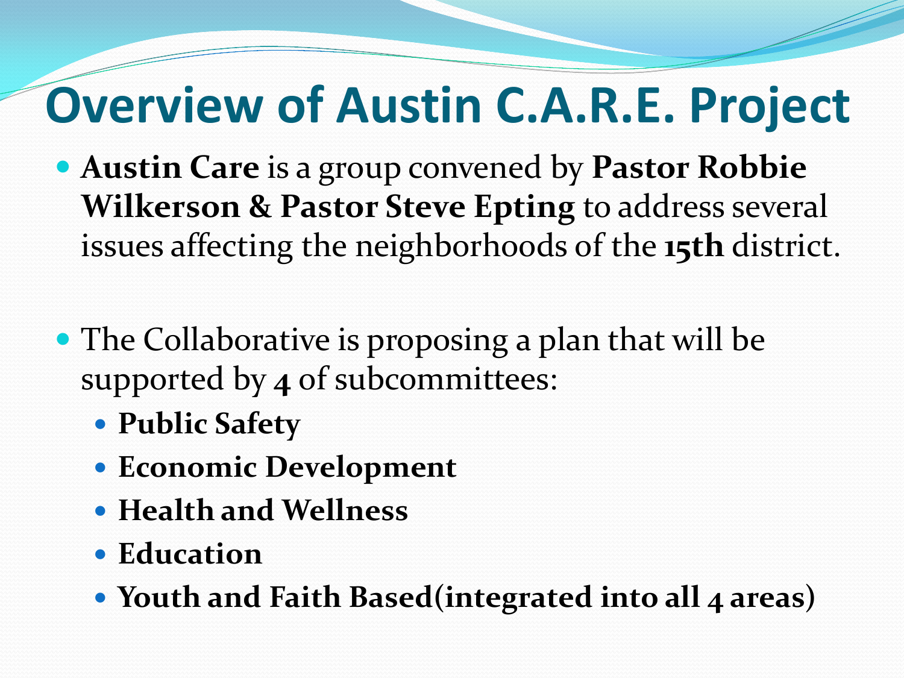# Overview of Austin C.A.R.E. Project

- **Austin Care** is a group convened by **Pastor Robbie Wilkerson & Pastor Steve Epting** to address several issues affecting the neighborhoods of the **15th** district.

- The Collaborative is proposing a plan that will be supported by **4** of subcommittees:
  - **Public Safety**
  - **Economic Development**
  - **Health and Wellness**
  - **Education**
  - **Youth and Faith Based(integrated into all 4 areas)**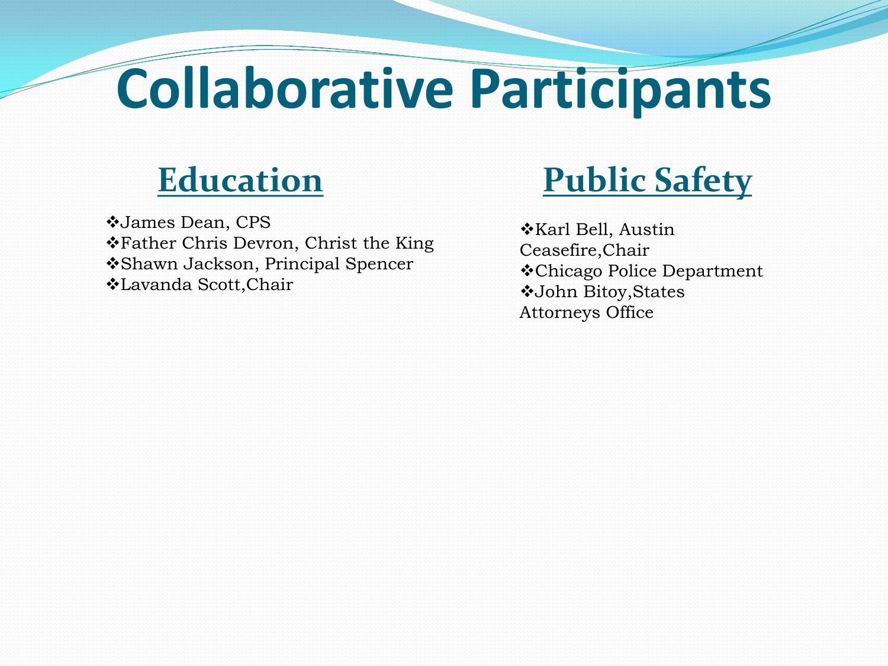# Collaborative Participants

## Education

- James Dean, CPS
- Father Chris Devron, Christ the King
- Shawn Jackson, Principal Spencer
- Lavanda Scott,Chair

## Public Safety

- Karl Bell, Austin Ceasefire,Chair
- Chicago Police Department
- John Bitoy,States Attorneys Office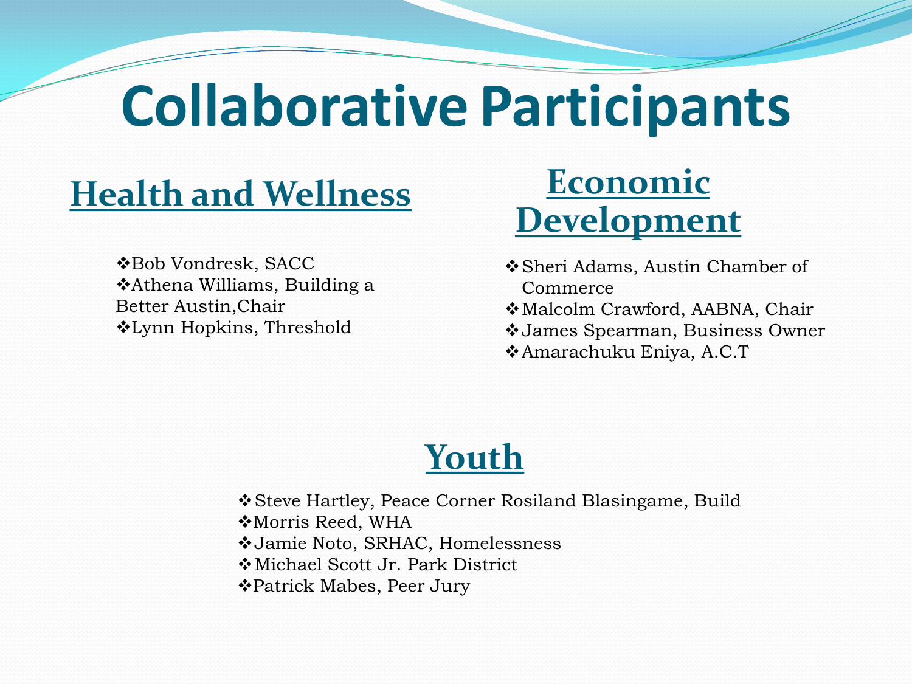# Collaborative Participants

## Health and Wellness

- Bob Vondresk, SACC
- Athena Williams, Building a Better Austin,Chair
- Lynn Hopkins, Threshold

## Economic Development

- Sheri Adams, Austin Chamber of Commerce
- Malcolm Crawford, AABNA, Chair
- James Spearman, Business Owner
- Amarachuku Eniya, A.C.T

## Youth

- Steve Hartley, Peace Corner Rosiland Blasingame, Build
- Morris Reed, WHA
- Jamie Noto, SRHAC, Homelessness
- Michael Scott Jr. Park District
- Patrick Mabes, Peer Jury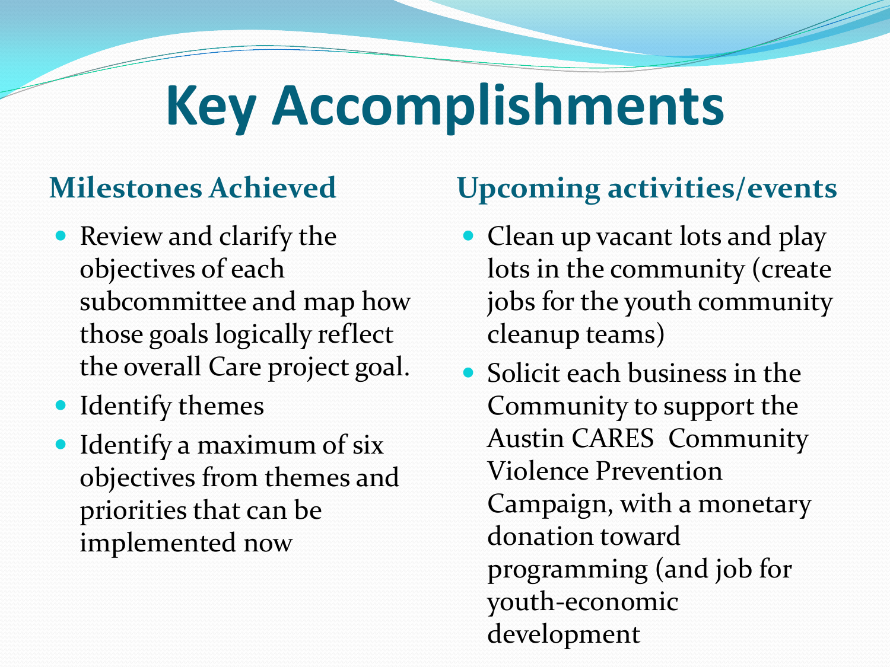# Key Accomplishments

## Milestones Achieved

- Review and clarify the objectives of each subcommittee and map how those goals logically reflect the overall Care project goal.
- Identify themes
- Identify a maximum of six objectives from themes and priorities that can be implemented now

## Upcoming activities/events

- Clean up vacant lots and play lots in the community (create jobs for the youth community cleanup teams)
- Solicit each business in the Community to support the Austin CARES Community Violence Prevention Campaign, with a monetary donation toward programming (and job for youth-economic development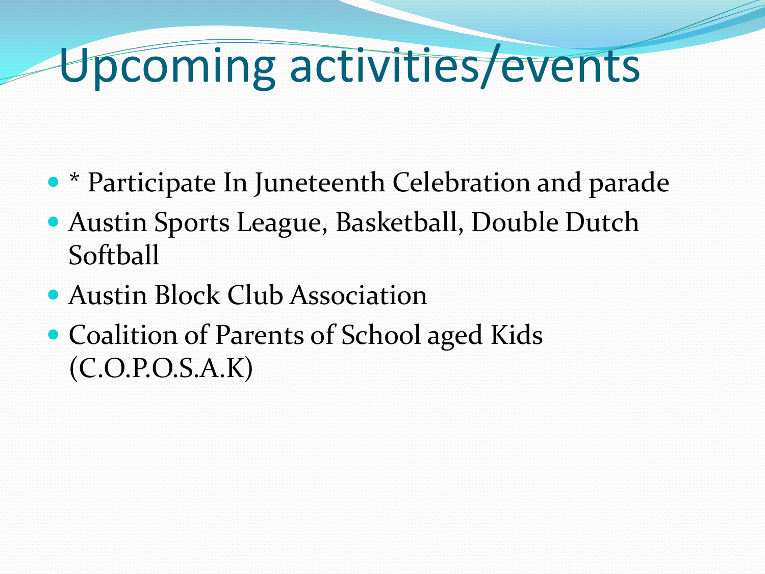# Upcoming activities/events

- * Participate In Juneteenth Celebration and parade
- Austin Sports League, Basketball, Double Dutch Softball
- Austin Block Club Association
- Coalition of Parents of School aged Kids (C.O.P.O.S.A.K)